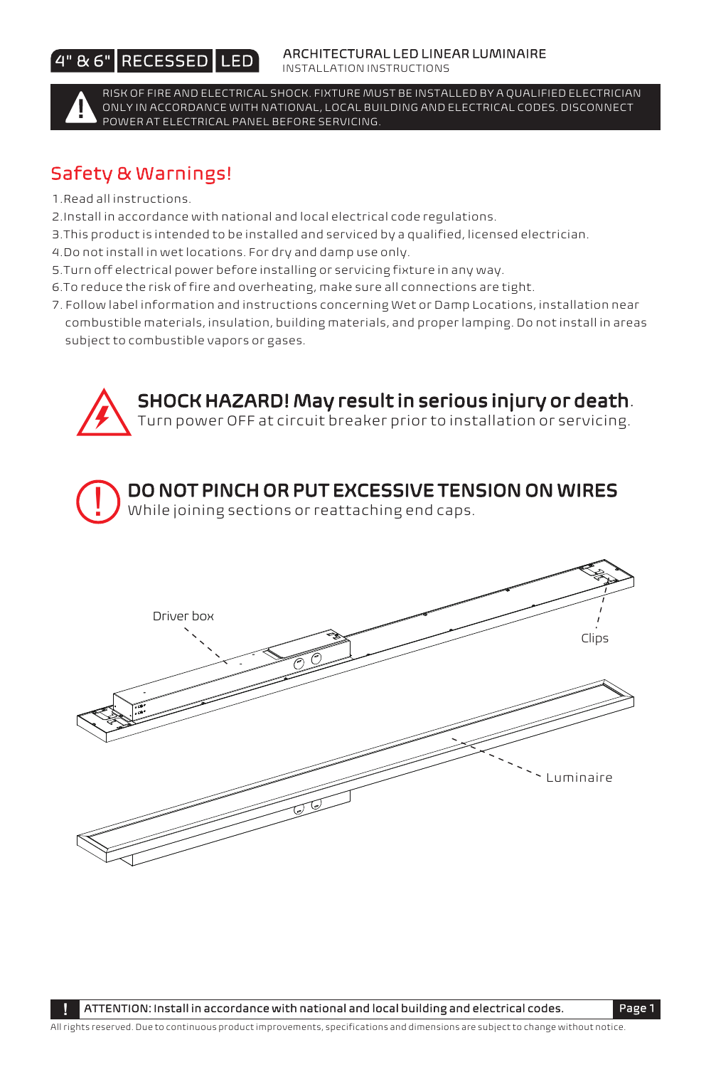# 4" & 6" RECESSED LED

ARCHITECTURAL LED LINEAR LUMINAIRE
INSTALLATION INSTRUCTIONS

RISK OF FIRE AND ELECTRICAL SHOCK. FIXTURE MUST BE INSTALLED BY A QUALIFIED ELECTRICIAN ONLY IN ACCORDANCE WITH NATIONAL, LOCAL BUILDING AND ELECTRICAL CODES. DISCONNECT POWER AT ELECTRICAL PANEL BEFORE SERVICING.

## Safety & Warnings!

1. Read all instructions.
2. Install in accordance with national and local electrical code regulations.
3. This product is intended to be installed and serviced by a qualified, licensed electrician.
4. Do not install in wet locations. For dry and damp use only.
5. Turn off electrical power before installing or servicing fixture in any way.
6. To reduce the risk of fire and overheating, make sure all connections are tight.
7. Follow label information and instructions concerning Wet or Damp Locations, installation near combustible materials, insulation, building materials, and proper lamping. Do not install in areas subject to combustible vapors or gases.

**SHOCK HAZARD! May result in serious injury or death.**
Turn power OFF at circuit breaker prior to installation or servicing.

**DO NOT PINCH OR PUT EXCESSIVE TENSION ON WIRES**
While joining sections or reattaching end caps.

Driver box

Clips

Luminaire

ATTENTION: Install in accordance with national and local building and electrical codes.

All rights reserved. Due to continuous product improvements, specifications and dimensions are subject to change without notice.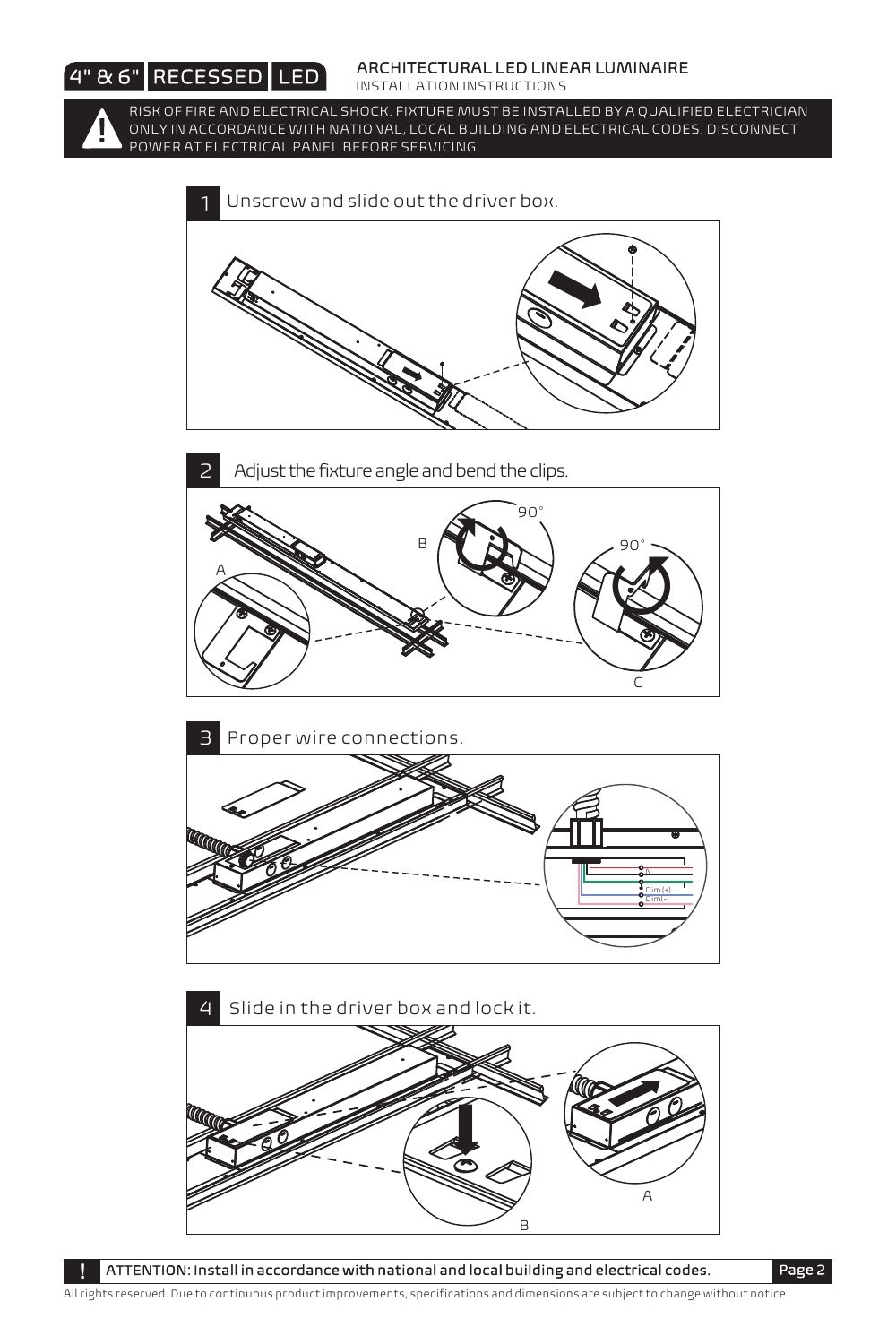# 4" & 6" RECESSED LED

## ARCHITECTURAL LED LINEAR LUMINAIRE

INSTALLATION INSTRUCTIONS

**!** RISK OF FIRE AND ELECTRICAL SHOCK. FIXTURE MUST BE INSTALLED BY A QUALIFIED ELECTRICIAN ONLY IN ACCORDANCE WITH NATIONAL, LOCAL BUILDING AND ELECTRICAL CODES. DISCONNECT POWER AT ELECTRICAL PANEL BEFORE SERVICING.

### 1 Unscrew and slide out the driver box.

### 2 Adjust the fixture angle and bend the clips.

A

B

90°

90°

C

### 3 Proper wire connections.

N

Dim (+)

Dim (-)

### 4 Slide in the driver box and lock it.

A

B

**!** ATTENTION: Install in accordance with national and local building and electrical codes.

All rights reserved. Due to continuous product improvements, specifications and dimensions are subject to change without notice.